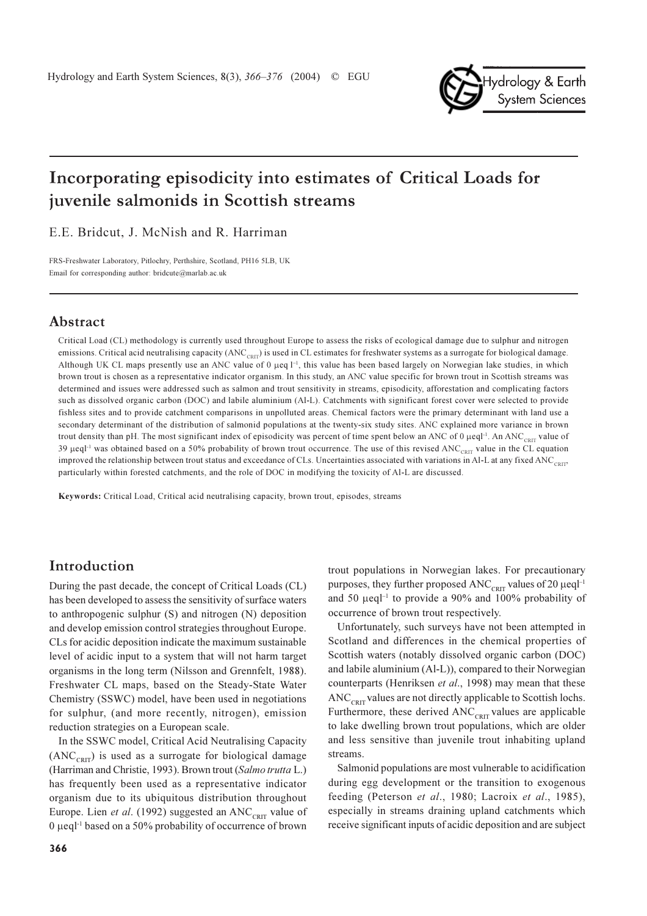# Incorporating episodicity into estimates of Critical Loads for juvenile salmonids in Scottish streams

E.E. Bridcut, J. McNish and R. Harriman

FRS-Freshwater Laboratory, Pitlochry, Perthshire, Scotland, PH16 5LB, UK

Email for corresponding author: bridcute@marlab.ac.uk

## Abstract

Critical Load (CL) methodology is currently used throughout Europe to assess the risks of ecological damage due to sulphur and nitrogen emissions. Critical acid neutralising capacity ($ANC_{CRIT}$) is used in CL estimates for freshwater systems as a surrogate for biological damage. Although UK CL maps presently use an ANC value of 0 μeq l$^{-1}$, this value has been based largely on Norwegian lake studies, in which brown trout is chosen as a representative indicator organism. In this study, an ANC value specific for brown trout in Scottish streams was determined and issues were addressed such as salmon and trout sensitivity in streams, episodicity, afforestation and complicating factors such as dissolved organic carbon (DOC) and labile aluminium (Al-L). Catchments with significant forest cover were selected to provide fishless sites and to provide catchment comparisons in unpolluted areas. Chemical factors were the primary determinant with land use a secondary determinant of the distribution of salmonid populations at the twenty-six study sites. ANC explained more variance in brown trout density than pH. The most significant index of episodicity was percent of time spent below an ANC of 0 μeql$^{-1}$. An $ANC_{CRIT}$ value of 39 μeql$^{-1}$ was obtained based on a 50% probability of brown trout occurrence. The use of this revised $ANC_{CRIT}$ value in the CL equation improved the relationship between trout status and exceedance of CLs. Uncertainties associated with variations in Al-L at any fixed $ANC_{CRIT}$, particularly within forested catchments, and the role of DOC in modifying the toxicity of Al-L are discussed.

**Keywords:** Critical Load, Critical acid neutralising capacity, brown trout, episodes, streams

## Introduction

During the past decade, the concept of Critical Loads (CL) has been developed to assess the sensitivity of surface waters to anthropogenic sulphur (S) and nitrogen (N) deposition and develop emission control strategies throughout Europe. CLs for acidic deposition indicate the maximum sustainable level of acidic input to a system that will not harm target organisms in the long term (Nilsson and Grennfelt, 1988). Freshwater CL maps, based on the Steady-State Water Chemistry (SSWC) model, have been used in negotiations for sulphur, (and more recently, nitrogen), emission reduction strategies on a European scale.

In the SSWC model, Critical Acid Neutralising Capacity ($ANC_{CRIT}$) is used as a surrogate for biological damage (Harriman and Christie, 1993). Brown trout (*Salmo trutta* L.) has frequently been used as a representative indicator organism due to its ubiquitous distribution throughout Europe. Lien *et al*. (1992) suggested an $ANC_{CRIT}$ value of 0 μeql$^{-1}$ based on a 50% probability of occurrence of brown trout populations in Norwegian lakes. For precautionary purposes, they further proposed $ANC_{CRIT}$ values of 20 μeql$^{-1}$ and 50 μeql$^{-1}$ to provide a 90% and 100% probability of occurrence of brown trout respectively.

Unfortunately, such surveys have not been attempted in Scotland and differences in the chemical properties of Scottish waters (notably dissolved organic carbon (DOC) and labile aluminium (Al-L)), compared to their Norwegian counterparts (Henriksen *et al*., 1998) may mean that these $ANC_{CRIT}$ values are not directly applicable to Scottish lochs. Furthermore, these derived $ANC_{CRIT}$ values are applicable to lake dwelling brown trout populations, which are older and less sensitive than juvenile trout inhabiting upland streams.

Salmonid populations are most vulnerable to acidification during egg development or the transition to exogenous feeding (Peterson *et al*., 1980; Lacroix *et al*., 1985), especially in streams draining upland catchments which receive significant inputs of acidic deposition and are subject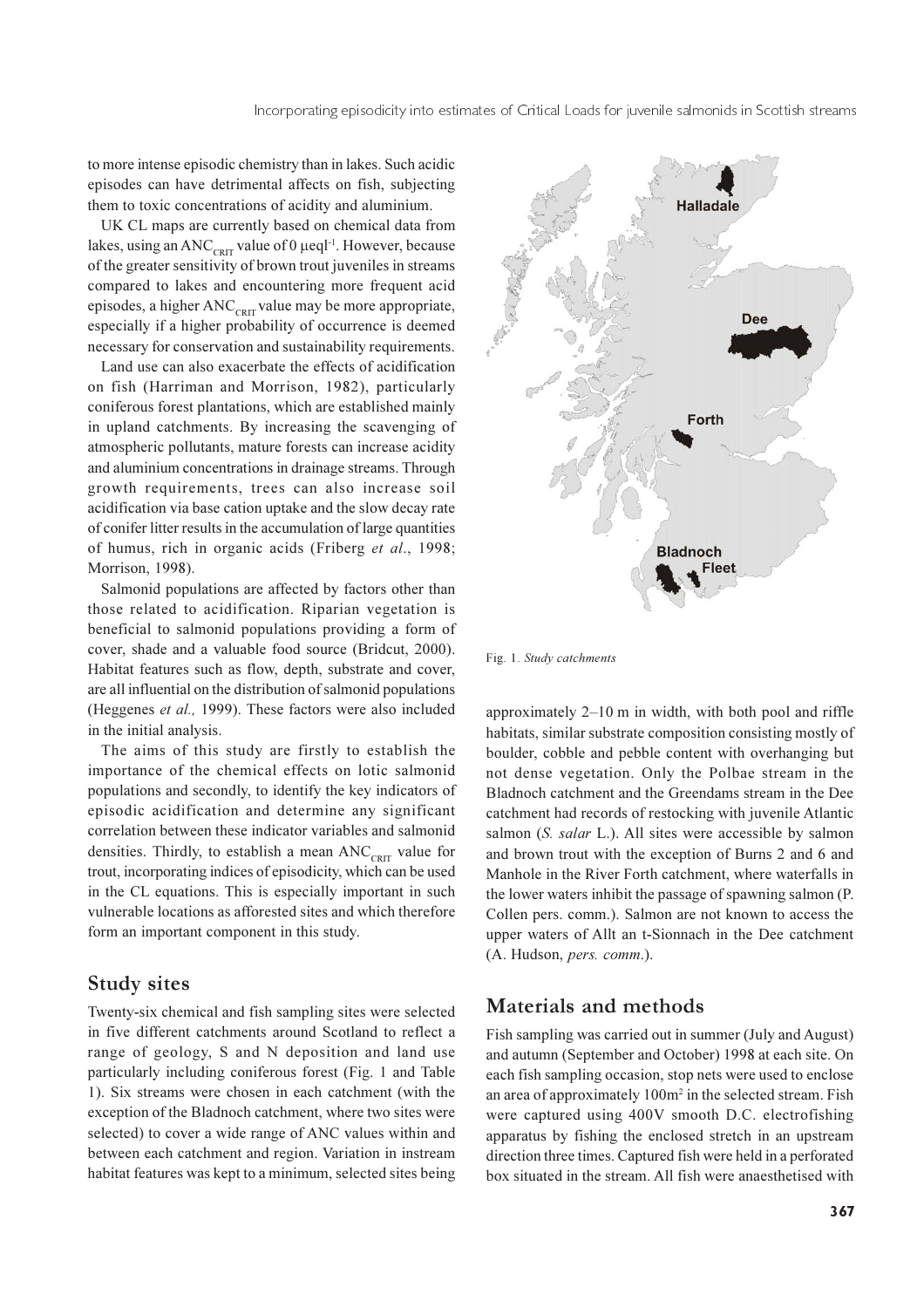to more intense episodic chemistry than in lakes. Such acidic episodes can have detrimental affects on fish, subjecting them to toxic concentrations of acidity and aluminium.

UK CL maps are currently based on chemical data from lakes, using an $ANC_{CRIT}$ value of 0 μeql$^{-1}$. However, because of the greater sensitivity of brown trout juveniles in streams compared to lakes and encountering more frequent acid episodes, a higher $ANC_{CRIT}$ value may be more appropriate, especially if a higher probability of occurrence is deemed necessary for conservation and sustainability requirements.

Land use can also exacerbate the effects of acidification on fish (Harriman and Morrison, 1982), particularly coniferous forest plantations, which are established mainly in upland catchments. By increasing the scavenging of atmospheric pollutants, mature forests can increase acidity and aluminium concentrations in drainage streams. Through growth requirements, trees can also increase soil acidification via base cation uptake and the slow decay rate of conifer litter results in the accumulation of large quantities of humus, rich in organic acids (Friberg *et al*., 1998; Morrison, 1998).

Salmonid populations are affected by factors other than those related to acidification. Riparian vegetation is beneficial to salmonid populations providing a form of cover, shade and a valuable food source (Bridcut, 2000). Habitat features such as flow, depth, substrate and cover, are all influential on the distribution of salmonid populations (Heggenes *et al.,* 1999). These factors were also included in the initial analysis.

The aims of this study are firstly to establish the importance of the chemical effects on lotic salmonid populations and secondly, to identify the key indicators of episodic acidification and determine any significant correlation between these indicator variables and salmonid densities. Thirdly, to establish a mean $ANC_{CRIT}$ value for trout, incorporating indices of episodicity, which can be used in the CL equations. This is especially important in such vulnerable locations as afforested sites and which therefore form an important component in this study.

## Study sites

Twenty-six chemical and fish sampling sites were selected in five different catchments around Scotland to reflect a range of geology, S and N deposition and land use particularly including coniferous forest (Fig. 1 and Table 1). Six streams were chosen in each catchment (with the exception of the Bladnoch catchment, where two sites were selected) to cover a wide range of ANC values within and between each catchment and region. Variation in instream habitat features was kept to a minimum, selected sites being approximately 2–10 m in width, with both pool and riffle habitats, similar substrate composition consisting mostly of boulder, cobble and pebble content with overhanging but not dense vegetation. Only the Polbae stream in the Bladnoch catchment and the Greendams stream in the Dee catchment had records of restocking with juvenile Atlantic salmon (*S. salar* L.). All sites were accessible by salmon and brown trout with the exception of Burns 2 and 6 and Manhole in the River Forth catchment, where waterfalls in the lower waters inhibit the passage of spawning salmon (P. Collen pers. comm.). Salmon are not known to access the upper waters of Allt an t-Sionnach in the Dee catchment (A. Hudson, *pers. comm*.).

Halladale

Dee

Forth

Bladnoch

Fleet

Fig. 1. *Study catchments*

## Materials and methods

Fish sampling was carried out in summer (July and August) and autumn (September and October) 1998 at each site. On each fish sampling occasion, stop nets were used to enclose an area of approximately 100m$^2$ in the selected stream. Fish were captured using 400V smooth D.C. electrofishing apparatus by fishing the enclosed stretch in an upstream direction three times. Captured fish were held in a perforated box situated in the stream. All fish were anaesthetised with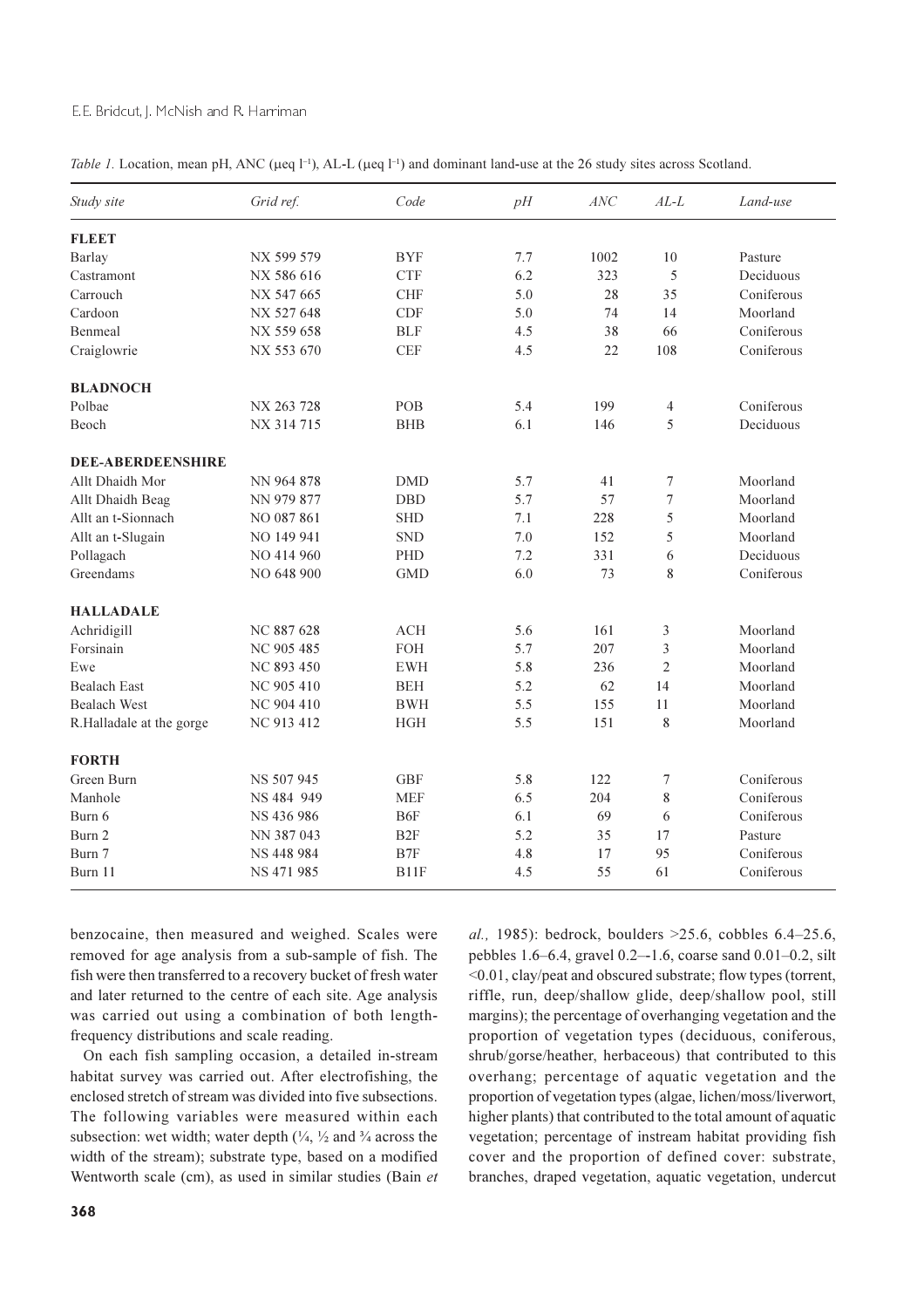*Table 1.* Location, mean pH, ANC (μeq l$^{-1}$), AL-L (μeq l$^{-1}$) and dominant land-use at the 26 study sites across Scotland.

| *Study site* | *Grid ref.* | *Code* | *pH* | *ANC* | *AL-L* | *Land-use* |
|---|---|---|---|---|---|---|
| **FLEET** | | | | | | |
| Barlay | NX 599 579 | BYF | 7.7 | 1002 | 10 | Pasture |
| Castramont | NX 586 616 | CTF | 6.2 | 323 | 5 | Deciduous |
| Carrouch | NX 547 665 | CHF | 5.0 | 28 | 35 | Coniferous |
| Cardoon | NX 527 648 | CDF | 5.0 | 74 | 14 | Moorland |
| Benmeal | NX 559 658 | BLF | 4.5 | 38 | 66 | Coniferous |
| Craiglowrie | NX 553 670 | CEF | 4.5 | 22 | 108 | Coniferous |
| **BLADNOCH** | | | | | | |
| Polbae | NX 263 728 | POB | 5.4 | 199 | 4 | Coniferous |
| Beoch | NX 314 715 | BHB | 6.1 | 146 | 5 | Deciduous |
| **DEE-ABERDEENSHIRE** | | | | | | |
| Allt Dhaidh Mor | NN 964 878 | DMD | 5.7 | 41 | 7 | Moorland |
| Allt Dhaidh Beag | NN 979 877 | DBD | 5.7 | 57 | 7 | Moorland |
| Allt an t-Sionnach | NO 087 861 | SHD | 7.1 | 228 | 5 | Moorland |
| Allt an t-Slugain | NO 149 941 | SND | 7.0 | 152 | 5 | Moorland |
| Pollagach | NO 414 960 | PHD | 7.2 | 331 | 6 | Deciduous |
| Greendams | NO 648 900 | GMD | 6.0 | 73 | 8 | Coniferous |
| **HALLADALE** | | | | | | |
| Achridigill | NC 887 628 | ACH | 5.6 | 161 | 3 | Moorland |
| Forsinain | NC 905 485 | FOH | 5.7 | 207 | 3 | Moorland |
| Ewe | NC 893 450 | EWH | 5.8 | 236 | 2 | Moorland |
| Bealach East | NC 905 410 | BEH | 5.2 | 62 | 14 | Moorland |
| Bealach West | NC 904 410 | BWH | 5.5 | 155 | 11 | Moorland |
| R.Halladale at the gorge | NC 913 412 | HGH | 5.5 | 151 | 8 | Moorland |
| **FORTH** | | | | | | |
| Green Burn | NS 507 945 | GBF | 5.8 | 122 | 7 | Coniferous |
| Manhole | NS 484 949 | MEF | 6.5 | 204 | 8 | Coniferous |
| Burn 6 | NS 436 986 | B6F | 6.1 | 69 | 6 | Coniferous |
| Burn 2 | NN 387 043 | B2F | 5.2 | 35 | 17 | Pasture |
| Burn 7 | NS 448 984 | B7F | 4.8 | 17 | 95 | Coniferous |
| Burn 11 | NS 471 985 | B11F | 4.5 | 55 | 61 | Coniferous |

benzocaine, then measured and weighed. Scales were removed for age analysis from a sub-sample of fish. The fish were then transferred to a recovery bucket of fresh water and later returned to the centre of each site. Age analysis was carried out using a combination of both length-frequency distributions and scale reading.

On each fish sampling occasion, a detailed in-stream habitat survey was carried out. After electrofishing, the enclosed stretch of stream was divided into five subsections. The following variables were measured within each subsection: wet width; water depth (¼, ½ and ¾ across the width of the stream); substrate type, based on a modified Wentworth scale (cm), as used in similar studies (Bain *et al.,* 1985): bedrock, boulders >25.6, cobbles 6.4–25.6, pebbles 1.6–6.4, gravel 0.2–-1.6, coarse sand 0.01–0.2, silt <0.01, clay/peat and obscured substrate; flow types (torrent, riffle, run, deep/shallow glide, deep/shallow pool, still margins); the percentage of overhanging vegetation and the proportion of vegetation types (deciduous, coniferous, shrub/gorse/heather, herbaceous) that contributed to this overhang; percentage of aquatic vegetation and the proportion of vegetation types (algae, lichen/moss/liverwort, higher plants) that contributed to the total amount of aquatic vegetation; percentage of instream habitat providing fish cover and the proportion of defined cover: substrate, branches, draped vegetation, aquatic vegetation, undercut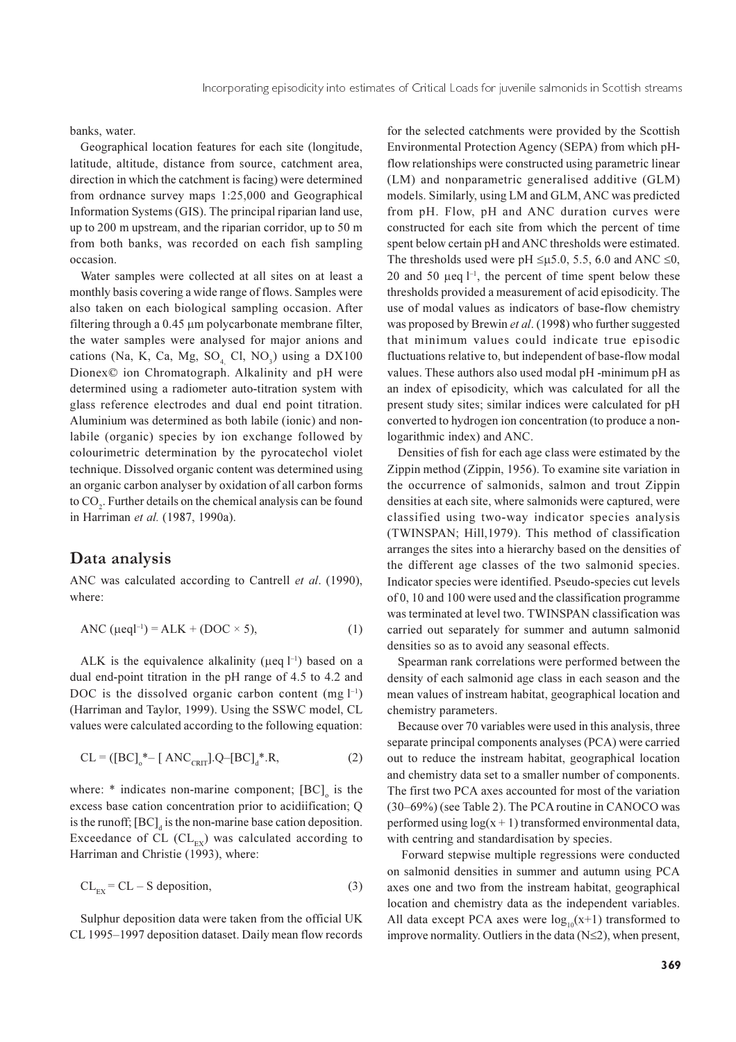banks, water.

Geographical location features for each site (longitude, latitude, altitude, distance from source, catchment area, direction in which the catchment is facing) were determined from ordnance survey maps 1:25,000 and Geographical Information Systems (GIS). The principal riparian land use, up to 200 m upstream, and the riparian corridor, up to 50 m from both banks, was recorded on each fish sampling occasion.

Water samples were collected at all sites on at least a monthly basis covering a wide range of flows. Samples were also taken on each biological sampling occasion. After filtering through a 0.45 μm polycarbonate membrane filter, the water samples were analysed for major anions and cations (Na, K, Ca, Mg, $SO_4$, Cl, $NO_3$) using a DX100 Dionex© ion Chromatograph. Alkalinity and pH were determined using a radiometer auto-titration system with glass reference electrodes and dual end point titration. Aluminium was determined as both labile (ionic) and non-labile (organic) species by ion exchange followed by colourimetric determination by the pyrocatechol violet technique. Dissolved organic content was determined using an organic carbon analyser by oxidation of all carbon forms to $CO_2$. Further details on the chemical analysis can be found in Harriman *et al.* (1987, 1990a).

## Data analysis

ANC was calculated according to Cantrell *et al*. (1990), where:

$$\text{ANC } (\mu\text{eql}^{-1}) = \text{ALK} + (\text{DOC} \times 5), \tag{1}$$

ALK is the equivalence alkalinity (μeq $l^{-1}$) based on a dual end-point titration in the pH range of 4.5 to 4.2 and DOC is the dissolved organic carbon content (mg $l^{-1}$) (Harriman and Taylor, 1999). Using the SSWC model, CL values were calculated according to the following equation:

$$CL = ([BC]_o^{*} - [\,ANC_{CRIT}].Q - [BC]_d^{*}.R, \tag{2}$$

where: * indicates non-marine component; $[BC]_o$ is the excess base cation concentration prior to acidiification; Q is the runoff; $[BC]_d$ is the non-marine base cation deposition. Exceedance of CL ($CL_{EX}$) was calculated according to Harriman and Christie (1993), where:

$$CL_{EX} = CL - \text{S deposition}, \tag{3}$$

Sulphur deposition data were taken from the official UK CL 1995–1997 deposition dataset. Daily mean flow records for the selected catchments were provided by the Scottish Environmental Protection Agency (SEPA) from which pH-flow relationships were constructed using parametric linear (LM) and nonparametric generalised additive (GLM) models. Similarly, using LM and GLM, ANC was predicted from pH. Flow, pH and ANC duration curves were constructed for each site from which the percent of time spent below certain pH and ANC thresholds were estimated. The thresholds used were pH ≤μ5.0, 5.5, 6.0 and ANC ≤0, 20 and 50 μeq $l^{-1}$, the percent of time spent below these thresholds provided a measurement of acid episodicity. The use of modal values as indicators of base-flow chemistry was proposed by Brewin *et al*. (1998) who further suggested that minimum values could indicate true episodic fluctuations relative to, but independent of base-flow modal values. These authors also used modal pH -minimum pH as an index of episodicity, which was calculated for all the present study sites; similar indices were calculated for pH converted to hydrogen ion concentration (to produce a non-logarithmic index) and ANC.

Densities of fish for each age class were estimated by the Zippin method (Zippin, 1956). To examine site variation in the occurrence of salmonids, salmon and trout Zippin densities at each site, where salmonids were captured, were classified using two-way indicator species analysis (TWINSPAN; Hill,1979). This method of classification arranges the sites into a hierarchy based on the densities of the different age classes of the two salmonid species. Indicator species were identified. Pseudo-species cut levels of 0, 10 and 100 were used and the classification programme was terminated at level two. TWINSPAN classification was carried out separately for summer and autumn salmonid densities so as to avoid any seasonal effects.

Spearman rank correlations were performed between the density of each salmonid age class in each season and the mean values of instream habitat, geographical location and chemistry parameters.

Because over 70 variables were used in this analysis, three separate principal components analyses (PCA) were carried out to reduce the instream habitat, geographical location and chemistry data set to a smaller number of components. The first two PCA axes accounted for most of the variation (30–69%) (see Table 2). The PCA routine in CANOCO was performed using $\log(x + 1)$ transformed environmental data, with centring and standardisation by species.

Forward stepwise multiple regressions were conducted on salmonid densities in summer and autumn using PCA axes one and two from the instream habitat, geographical location and chemistry data as the independent variables. All data except PCA axes were $\log_{10}(x+1)$ transformed to improve normality. Outliers in the data (N≤2), when present,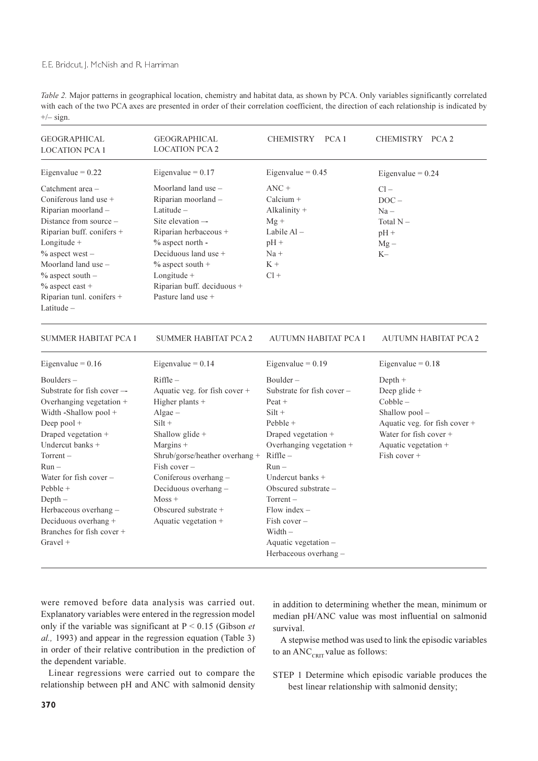*Table 2.* Major patterns in geographical location, chemistry and habitat data, as shown by PCA. Only variables significantly correlated with each of the two PCA axes are presented in order of their correlation coefficient, the direction of each relationship is indicated by +/– sign.

| GEOGRAPHICAL LOCATION PCA 1 | GEOGRAPHICAL LOCATION PCA 2 | CHEMISTRY PCA 1 | CHEMISTRY PCA 2 |
|---|---|---|---|
| Eigenvalue = 0.22 | Eigenvalue = 0.17 | Eigenvalue = 0.45 | Eigenvalue = 0.24 |
| Catchment area – | Moorland land use – | ANC + | Cl – |
| Coniferous land use + | Riparian moorland – | Calcium + | DOC – |
| Riparian moorland – | Latitude – | Alkalinity + | Na – |
| Distance from source – | Site elevation – | Mg + | Total N – |
| Riparian buff. conifers + | Riparian herbaceous + | Labile Al – | pH + |
| Longitude + | % aspect north - | pH + | Mg – |
| % aspect west – | Deciduous land use + | Na + | K– |
| Moorland land use – | % aspect south + | K + | |
| % aspect south – | Longitude + | Cl + | |
| % aspect east + | Riparian buff. deciduous + | | |
| Riparian tunl. conifers + | Pasture land use + | | |
| Latitude – | | | |

| SUMMER HABITAT PCA 1 | SUMMER HABITAT PCA 2 | AUTUMN HABITAT PCA 1 | AUTUMN HABITAT PCA 2 |
|---|---|---|---|
| Eigenvalue = 0.16 | Eigenvalue = 0.14 | Eigenvalue = 0.19 | Eigenvalue = 0.18 |
| Boulders – | Riffle – | Boulder – | Depth + |
| Substrate for fish cover – | Aquatic veg. for fish cover + | Substrate for fish cover – | Deep glide + |
| Overhanging vegetation + | Higher plants + | Peat + | Cobble – |
| Width -Shallow pool + | Algae – | Silt + | Shallow pool – |
| Deep pool + | Silt + | Pebble + | Aquatic veg. for fish cover + |
| Draped vegetation + | Shallow glide + | Draped vegetation + | Water for fish cover + |
| Undercut banks + | Margins + | Overhanging vegetation + | Aquatic vegetation + |
| Torrent – | Shrub/gorse/heather overhang + | Riffle – | Fish cover + |
| Run – | Fish cover – | Run – | |
| Water for fish cover – | Coniferous overhang – | Undercut banks + | |
| Pebble + | Deciduous overhang – | Obscured substrate – | |
| Depth – | Moss + | Torrent – | |
| Herbaceous overhang – | Obscured substrate + | Flow index – | |
| Deciduous overhang + | Aquatic vegetation + | Fish cover – | |
| Branches for fish cover + | | Width – | |
| Gravel + | | Aquatic vegetation – | |
| | | Herbaceous overhang – | |

were removed before data analysis was carried out. Explanatory variables were entered in the regression model only if the variable was significant at $P < 0.15$ (Gibson *et al.,* 1993) and appear in the regression equation (Table 3) in order of their relative contribution in the prediction of the dependent variable.

Linear regressions were carried out to compare the relationship between pH and ANC with salmonid density in addition to determining whether the mean, minimum or median pH/ANC value was most influential on salmonid survival.

A stepwise method was used to link the episodic variables to an $ANC_{CRIT}$ value as follows:

STEP 1 Determine which episodic variable produces the best linear relationship with salmonid density;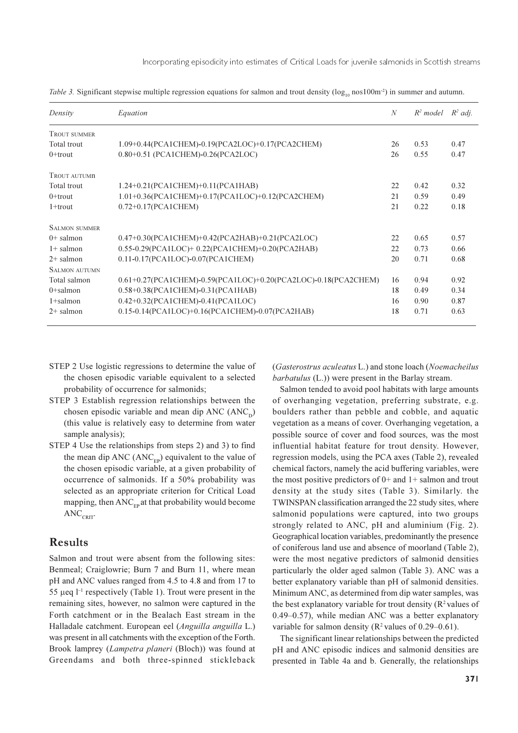*Table 3.* Significant stepwise multiple regression equations for salmon and trout density ($\log_{10}$ nos$100m^{-2}$) in summer and autumn.

| *Density* | *Equation* | *N* | $R^2$ *model* | $R^2$ *adj.* |
|---|---|---|---|---|
| TROUT SUMMER | | | | |
| Total trout | 1.09+0.44(PCA1CHEM)-0.19(PCA2LOC)+0.17(PCA2CHEM) | 26 | 0.53 | 0.47 |
| 0+trout | 0.80+0.51 (PCA1CHEM)-0.26(PCA2LOC) | 26 | 0.55 | 0.47 |
| TROUT AUTUMN | | | | |
| Total trout | 1.24+0.21(PCA1CHEM)+0.11(PCA1HAB) | 22 | 0.42 | 0.32 |
| 0+trout | 1.01+0.36(PCA1CHEM)+0.17(PCA1LOC)+0.12(PCA2CHEM) | 21 | 0.59 | 0.49 |
| 1+trout | 0.72+0.17(PCA1CHEM) | 21 | 0.22 | 0.18 |
| SALMON SUMMER | | | | |
| 0+ salmon | 0.47+0.30(PCA1CHEM)+0.42(PCA2HAB)+0.21(PCA2LOC) | 22 | 0.65 | 0.57 |
| 1+ salmon | 0.55-0.29(PCA1LOC)+ 0.22(PCA1CHEM)+0.20(PCA2HAB) | 22 | 0.73 | 0.66 |
| 2+ salmon | 0.11-0.17(PCA1LOC)-0.07(PCA1CHEM) | 20 | 0.71 | 0.68 |
| SALMON AUTUMN | | | | |
| Total salmon | 0.61+0.27(PCA1CHEM)-0.59(PCA1LOC)+0.20(PCA2LOC)-0.18(PCA2CHEM) | 16 | 0.94 | 0.92 |
| 0+salmon | 0.58+0.38(PCA1CHEM)-0.31(PCA1HAB) | 18 | 0.49 | 0.34 |
| 1+salmon | 0.42+0.32(PCA1CHEM)-0.41(PCA1LOC) | 16 | 0.90 | 0.87 |
| 2+ salmon | 0.15-0.14(PCA1LOC)+0.16(PCA1CHEM)-0.07(PCA2HAB) | 18 | 0.71 | 0.63 |

STEP 2 Use logistic regressions to determine the value of the chosen episodic variable equivalent to a selected probability of occurrence for salmonids;

STEP 3 Establish regression relationships between the chosen episodic variable and mean dip ANC ($ANC_D$) (this value is relatively easy to determine from water sample analysis);

STEP 4 Use the relationships from steps 2) and 3) to find the mean dip ANC ($ANC_{EP}$) equivalent to the value of the chosen episodic variable, at a given probability of occurrence of salmonids. If a 50% probability was selected as an appropriate criterion for Critical Load mapping, then $ANC_{EP}$ at that probability would become $ANC_{CRIT}$.

## Results

Salmon and trout were absent from the following sites: Benmeal; Craiglowrie; Burn 7 and Burn 11, where mean pH and ANC values ranged from 4.5 to 4.8 and from 17 to 55 μeq $l^{-1}$ respectively (Table 1). Trout were present in the remaining sites, however, no salmon were captured in the Forth catchment or in the Bealach East stream in the Halladale catchment. European eel (*Anguilla anguilla* L.) was present in all catchments with the exception of the Forth. Brook lamprey (*Lampetra planeri* (Bloch)) was found at Greendams and both three-spinned stickleback (*Gasterostrus aculeatus* L.) and stone loach (*Noemacheilus barbatulus* (L.)) were present in the Barlay stream.

Salmon tended to avoid pool habitats with large amounts of overhanging vegetation, preferring substrate, e.g. boulders rather than pebble and cobble, and aquatic vegetation as a means of cover. Overhanging vegetation, a possible source of cover and food sources, was the most influential habitat feature for trout density. However, regression models, using the PCA axes (Table 2), revealed chemical factors, namely the acid buffering variables, were the most positive predictors of 0+ and 1+ salmon and trout density at the study sites (Table 3). Similarly. the TWINSPAN classification arranged the 22 study sites, where salmonid populations were captured, into two groups strongly related to ANC, pH and aluminium (Fig. 2). Geographical location variables, predominantly the presence of coniferous land use and absence of moorland (Table 2), were the most negative predictors of salmonid densities particularly the older aged salmon (Table 3). ANC was a better explanatory variable than pH of salmonid densities. Minimum ANC, as determined from dip water samples, was the best explanatory variable for trout density ($R^2$ values of 0.49–0.57), while median ANC was a better explanatory variable for salmon density ($R^2$ values of 0.29–0.61).

The significant linear relationships between the predicted pH and ANC episodic indices and salmonid densities are presented in Table 4a and b. Generally, the relationships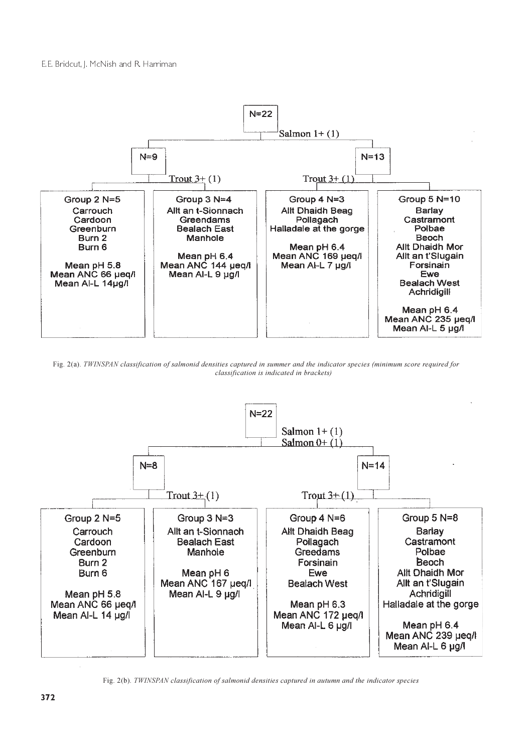N=22

Salmon 1+ (1)

N=9 | N=13

Trout 3+ (1) | Trout 3+ (1)

| Group 2 N=5 | Group 3 N=4 | Group 4 N=3 | Group 5 N=10 |
|---|---|---|---|
| Carrouch<br>Cardoon<br>Greenburn<br>Burn 2<br>Burn 6 | Allt an t-Sionnach<br>Greendams<br>Bealach East<br>Manhole | Allt Dhaidh Beag<br>Pollagach<br>Halladale at the gorge | Barlay<br>Castramont<br>Polbae<br>Beoch<br>Allt Dhaidh Mor<br>Allt an t'Slugain<br>Forsinain<br>Ewe<br>Bealach West<br>Achridigill |
| Mean pH 5.8<br>Mean ANC 66 µeq/l<br>Mean Al-L 14µg/l | Mean pH 6.4<br>Mean ANC 144 µeq/l<br>Mean Al-L 9 µg/l | Mean pH 6.4<br>Mean ANC 169 µeq/l<br>Mean Al-L 7 µg/l | Mean pH 6.4<br>Mean ANC 235 µeq/l<br>Mean Al-L 5 µg/l |

Fig. 2(a). *TWINSPAN classification of salmonid densities captured in summer and the indicator species (minimum score required for classification is indicated in brackets)*

N=22

Salmon 1+ (1)
Salmon 0+ (1)

N=8 | N=14

Trout 3+ (1) | Trout 3+ (1)

| Group 2 N=5 | Group 3 N=3 | Group 4 N=6 | Group 5 N=8 |
|---|---|---|---|
| Carrouch<br>Cardoon<br>Greenburn<br>Burn 2<br>Burn 6 | Allt an t-Sionnach<br>Bealach East<br>Manhole | Allt Dhaidh Beag<br>Pollagach<br>Greedams<br>Forsinain<br>Ewe<br>Bealach West | Barlay<br>Castramont<br>Polbae<br>Beoch<br>Allt Dhaidh Mor<br>Allt an t'Slugain<br>Achridigill<br>Halladale at the gorge |
| Mean pH 5.8<br>Mean ANC 66 µeq/l<br>Mean Al-L 14 µg/l | Mean pH 6<br>Mean ANC 167 µeq/l<br>Mean Al-L 9 µg/l | Mean pH 6.3<br>Mean ANC 172 µeq/l<br>Mean Al-L 6 µg/l | Mean pH 6.4<br>Mean ANC 239 µeq/l<br>Mean Al-L 6 µg/l |

Fig. 2(b). *TWINSPAN classification of salmonid densities captured in autumn and the indicator species*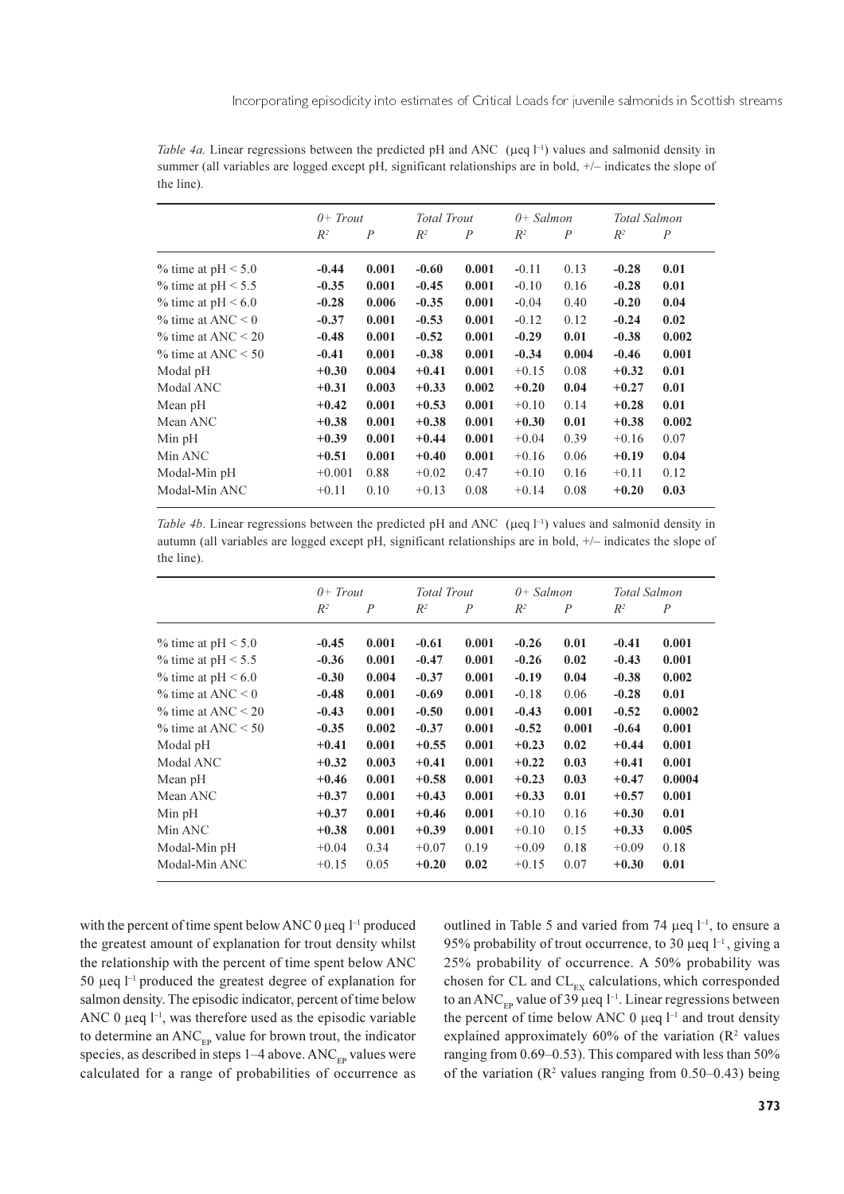*Table 4a.* Linear regressions between the predicted pH and ANC (μeq $l^{-1}$) values and salmonid density in summer (all variables are logged except pH, significant relationships are in bold, +/– indicates the slope of the line).

| | *0+ Trout* | | *Total Trout* | | *0+ Salmon* | | *Total Salmon* | |
|---|---|---|---|---|---|---|---|---|
| | $R^2$ | $P$ | $R^2$ | $P$ | $R^2$ | $P$ | $R^2$ | $P$ |
| % time at pH < 5.0 | **-0.44** | **0.001** | **-0.60** | **0.001** | -0.11 | 0.13 | **-0.28** | **0.01** |
| % time at pH < 5.5 | **-0.35** | **0.001** | **-0.45** | **0.001** | -0.10 | 0.16 | **-0.28** | **0.01** |
| % time at pH < 6.0 | **-0.28** | **0.006** | **-0.35** | **0.001** | -0.04 | 0.40 | **-0.20** | **0.04** |
| % time at ANC < 0 | **-0.37** | **0.001** | **-0.53** | **0.001** | -0.12 | 0.12 | **-0.24** | **0.02** |
| % time at ANC < 20 | **-0.48** | **0.001** | **-0.52** | **0.001** | **-0.29** | **0.01** | **-0.38** | **0.002** |
| % time at ANC < 50 | **-0.41** | **0.001** | **-0.38** | **0.001** | **-0.34** | **0.004** | **-0.46** | **0.001** |
| Modal pH | **+0.30** | **0.004** | **+0.41** | **0.001** | +0.15 | 0.08 | **+0.32** | **0.01** |
| Modal ANC | **+0.31** | **0.003** | **+0.33** | **0.002** | **+0.20** | **0.04** | **+0.27** | **0.01** |
| Mean pH | **+0.42** | **0.001** | **+0.53** | **0.001** | +0.10 | 0.14 | **+0.28** | **0.01** |
| Mean ANC | **+0.38** | **0.001** | **+0.38** | **0.001** | **+0.30** | **0.01** | **+0.38** | **0.002** |
| Min pH | **+0.39** | **0.001** | **+0.44** | **0.001** | +0.04 | 0.39 | +0.16 | 0.07 |
| Min ANC | **+0.51** | **0.001** | **+0.40** | **0.001** | +0.16 | 0.06 | **+0.19** | **0.04** |
| Modal-Min pH | +0.001 | 0.88 | +0.02 | 0.47 | +0.10 | 0.16 | +0.11 | 0.12 |
| Modal-Min ANC | +0.11 | 0.10 | +0.13 | 0.08 | +0.14 | 0.08 | **+0.20** | **0.03** |

*Table 4b*. Linear regressions between the predicted pH and ANC (μeq $l^{-1}$) values and salmonid density in autumn (all variables are logged except pH, significant relationships are in bold, +/– indicates the slope of the line).

| | *0+ Trout* | | *Total Trout* | | *0+ Salmon* | | *Total Salmon* | |
|---|---|---|---|---|---|---|---|---|
| | $R^2$ | $P$ | $R^2$ | $P$ | $R^2$ | $P$ | $R^2$ | $P$ |
| % time at pH < 5.0 | **-0.45** | **0.001** | **-0.61** | **0.001** | **-0.26** | **0.01** | **-0.41** | **0.001** |
| % time at pH < 5.5 | **-0.36** | **0.001** | **-0.47** | **0.001** | **-0.26** | **0.02** | **-0.43** | **0.001** |
| % time at pH < 6.0 | **-0.30** | **0.004** | **-0.37** | **0.001** | **-0.19** | **0.04** | **-0.38** | **0.002** |
| % time at ANC < 0 | **-0.48** | **0.001** | **-0.69** | **0.001** | -0.18 | 0.06 | **-0.28** | **0.01** |
| % time at ANC < 20 | **-0.43** | **0.001** | **-0.50** | **0.001** | **-0.43** | **0.001** | **-0.52** | **0.0002** |
| % time at ANC < 50 | **-0.35** | **0.002** | **-0.37** | **0.001** | **-0.52** | **0.001** | **-0.64** | **0.001** |
| Modal pH | **+0.41** | **0.001** | **+0.55** | **0.001** | **+0.23** | **0.02** | **+0.44** | **0.001** |
| Modal ANC | **+0.32** | **0.003** | **+0.41** | **0.001** | **+0.22** | **0.03** | **+0.41** | **0.001** |
| Mean pH | **+0.46** | **0.001** | **+0.58** | **0.001** | **+0.23** | **0.03** | **+0.47** | **0.0004** |
| Mean ANC | **+0.37** | **0.001** | **+0.43** | **0.001** | **+0.33** | **0.01** | **+0.57** | **0.001** |
| Min pH | **+0.37** | **0.001** | **+0.46** | **0.001** | +0.10 | 0.16 | **+0.30** | **0.01** |
| Min ANC | **+0.38** | **0.001** | **+0.39** | **0.001** | +0.10 | 0.15 | **+0.33** | **0.005** |
| Modal-Min pH | +0.04 | 0.34 | +0.07 | 0.19 | +0.09 | 0.18 | +0.09 | 0.18 |
| Modal-Min ANC | +0.15 | 0.05 | **+0.20** | **0.02** | +0.15 | 0.07 | **+0.30** | **0.01** |

with the percent of time spent below ANC 0 μeq $l^{-1}$ produced the greatest amount of explanation for trout density whilst the relationship with the percent of time spent below ANC 50 μeq $l^{-1}$ produced the greatest degree of explanation for salmon density. The episodic indicator, percent of time below ANC 0 μeq $l^{-1}$, was therefore used as the episodic variable to determine an $ANC_{EP}$ value for brown trout, the indicator species, as described in steps 1–4 above. $ANC_{EP}$ values were calculated for a range of probabilities of occurrence as outlined in Table 5 and varied from 74 μeq $l^{-1}$, to ensure a 95% probability of trout occurrence, to 30 μeq $l^{-1}$, giving a 25% probability of occurrence. A 50% probability was chosen for CL and $CL_{EX}$ calculations, which corresponded to an $ANC_{EP}$ value of 39 μeq $l^{-1}$. Linear regressions between the percent of time below ANC 0 μeq $l^{-1}$ and trout density explained approximately 60% of the variation ($R^2$ values ranging from 0.69–0.53). This compared with less than 50% of the variation ($R^2$ values ranging from 0.50–0.43) being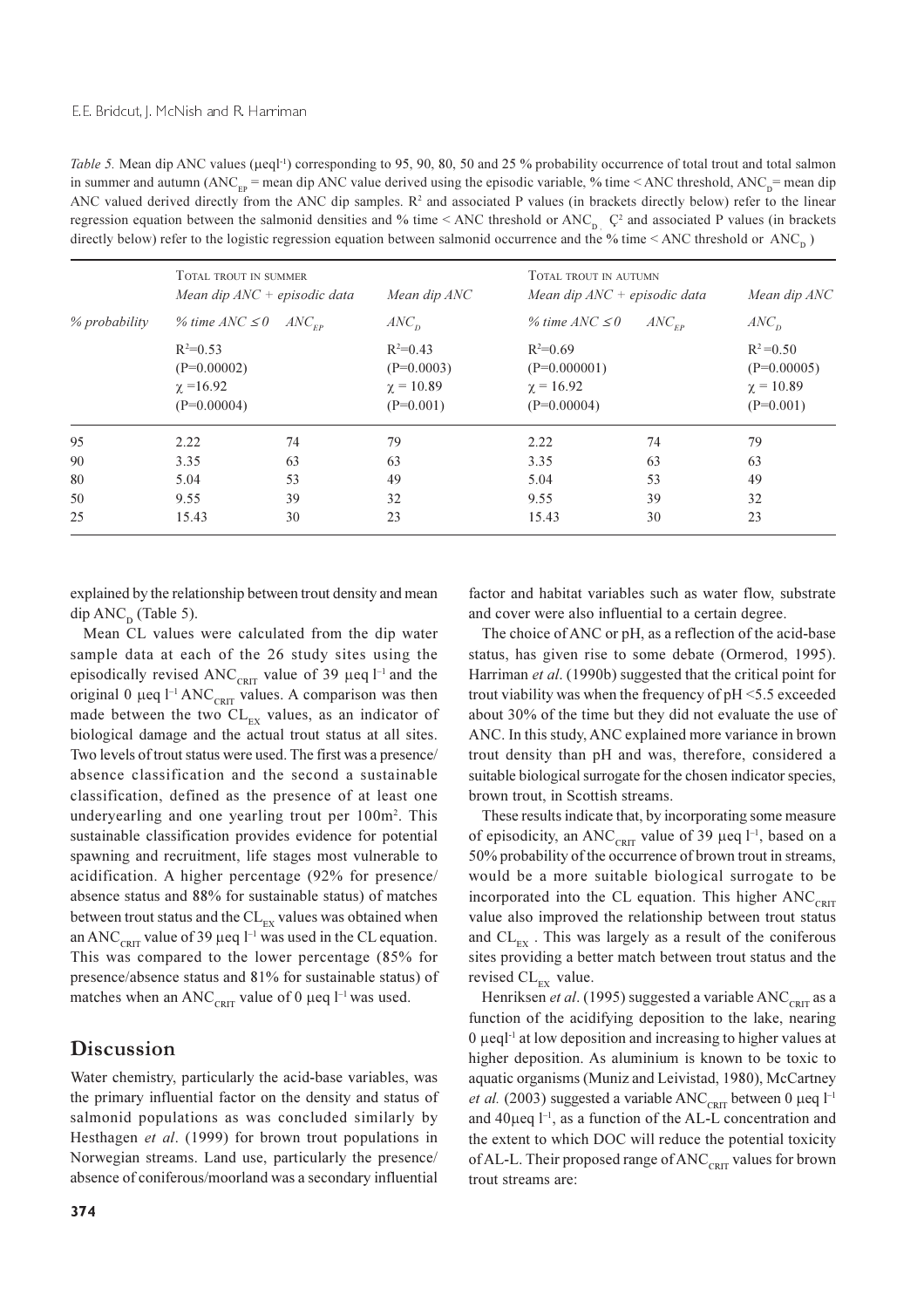*Table 5.* Mean dip ANC values (μeql$^{-1}$) corresponding to 95, 90, 80, 50 and 25 % probability occurrence of total trout and total salmon in summer and autumn ($ANC_{EP}$ = mean dip ANC value derived using the episodic variable, % time < ANC threshold, $ANC_D$= mean dip ANC valued derived directly from the ANC dip samples. $R^2$ and associated P values (in brackets directly below) refer to the linear regression equation between the salmonid densities and % time < ANC threshold or $ANC_D$. Ç² and associated P values (in brackets directly below) refer to the logistic regression equation between salmonid occurrence and the % time < ANC threshold or $ANC_D$ )

| | Total trout in summer | | | Total trout in autumn | | |
|---|---|---|---|---|---|---|
| | *Mean dip ANC + episodic data* | | *Mean dip ANC* | *Mean dip ANC + episodic data* | | *Mean dip ANC* |
| *% probability* | *% time ANC ≤ 0* | $ANC_{EP}$ | $ANC_D$ | *% time ANC ≤ 0* | $ANC_{EP}$ | $ANC_D$ |
| | $R^2$=0.53 (P=0.00002) $\chi$ =16.92 (P=0.00004) | | $R^2$=0.43 (P=0.0003) $\chi$ = 10.89 (P=0.001) | $R^2$=0.69 (P=0.000001) $\chi$ = 16.92 (P=0.00004) | | $R^2$ =0.50 (P=0.00005) $\chi$ = 10.89 (P=0.001) |
| 95 | 2.22 | 74 | 79 | 2.22 | 74 | 79 |
| 90 | 3.35 | 63 | 63 | 3.35 | 63 | 63 |
| 80 | 5.04 | 53 | 49 | 5.04 | 53 | 49 |
| 50 | 9.55 | 39 | 32 | 9.55 | 39 | 32 |
| 25 | 15.43 | 30 | 23 | 15.43 | 30 | 23 |

explained by the relationship between trout density and mean dip $ANC_D$ (Table 5).

Mean CL values were calculated from the dip water sample data at each of the 26 study sites using the episodically revised $ANC_{CRIT}$ value of 39 μeq l$^{-1}$ and the original 0 μeq l$^{-1}$ $ANC_{CRIT}$ values. A comparison was then made between the two $CL_{EX}$ values, as an indicator of biological damage and the actual trout status at all sites. Two levels of trout status were used. The first was a presence/absence classification and the second a sustainable classification, defined as the presence of at least one underyearling and one yearling trout per 100m$^2$. This sustainable classification provides evidence for potential spawning and recruitment, life stages most vulnerable to acidification. A higher percentage (92% for presence/absence status and 88% for sustainable status) of matches between trout status and the $CL_{EX}$ values was obtained when an $ANC_{CRIT}$ value of 39 μeq l$^{-1}$ was used in the CL equation. This was compared to the lower percentage (85% for presence/absence status and 81% for sustainable status) of matches when an $ANC_{CRIT}$ value of 0 μeq l$^{-1}$ was used.

## Discussion

Water chemistry, particularly the acid-base variables, was the primary influential factor on the density and status of salmonid populations as was concluded similarly by Hesthagen *et al*. (1999) for brown trout populations in Norwegian streams. Land use, particularly the presence/absence of coniferous/moorland was a secondary influential factor and habitat variables such as water flow, substrate and cover were also influential to a certain degree.

The choice of ANC or pH, as a reflection of the acid-base status, has given rise to some debate (Ormerod, 1995). Harriman *et al*. (1990b) suggested that the critical point for trout viability was when the frequency of pH <5.5 exceeded about 30% of the time but they did not evaluate the use of ANC. In this study, ANC explained more variance in brown trout density than pH and was, therefore, considered a suitable biological surrogate for the chosen indicator species, brown trout, in Scottish streams.

These results indicate that, by incorporating some measure of episodicity, an $ANC_{CRIT}$ value of 39 μeq l$^{-1}$, based on a 50% probability of the occurrence of brown trout in streams, would be a more suitable biological surrogate to be incorporated into the CL equation. This higher $ANC_{CRIT}$ value also improved the relationship between trout status and $CL_{EX}$ . This was largely as a result of the coniferous sites providing a better match between trout status and the revised $CL_{EX}$ value.

Henriksen *et al*. (1995) suggested a variable $ANC_{CRIT}$ as a function of the acidifying deposition to the lake, nearing 0 μeql$^{-1}$ at low deposition and increasing to higher values at higher deposition. As aluminium is known to be toxic to aquatic organisms (Muniz and Leivistad, 1980), McCartney *et al.* (2003) suggested a variable $ANC_{CRIT}$ between 0 μeq l$^{-1}$ and 40μeq l$^{-1}$, as a function of the AL-L concentration and the extent to which DOC will reduce the potential toxicity of AL-L. Their proposed range of $ANC_{CRIT}$ values for brown trout streams are: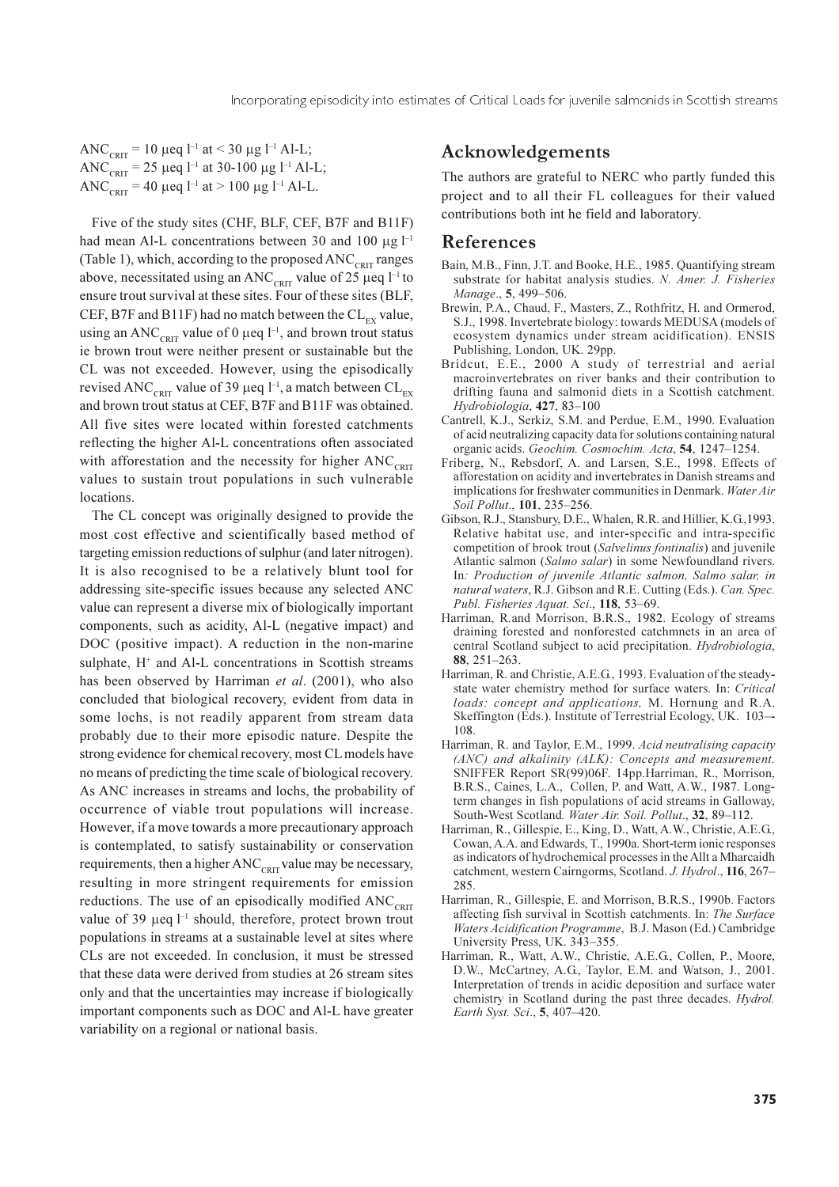$ANC_{CRIT}$ = 10 μeq $l^{-1}$ at < 30 μg $l^{-1}$ Al-L;
$ANC_{CRIT}$ = 25 μeq $l^{-1}$ at 30-100 μg $l^{-1}$ Al-L;
$ANC_{CRIT}$ = 40 μeq $l^{-1}$ at > 100 μg $l^{-1}$ Al-L.

Five of the study sites (CHF, BLF, CEF, B7F and B11F) had mean Al-L concentrations between 30 and 100 μg $l^{-1}$ (Table 1), which, according to the proposed $ANC_{CRIT}$ ranges above, necessitated using an $ANC_{CRIT}$ value of 25 μeq $l^{-1}$ to ensure trout survival at these sites. Four of these sites (BLF, CEF, B7F and B11F) had no match between the $CL_{EX}$ value, using an $ANC_{CRIT}$ value of 0 μeq $l^{-1}$, and brown trout status ie brown trout were neither present or sustainable but the CL was not exceeded. However, using the episodically revised $ANC_{CRIT}$ value of 39 μeq $l^{-1}$, a match between $CL_{EX}$ and brown trout status at CEF, B7F and B11F was obtained. All five sites were located within forested catchments reflecting the higher Al-L concentrations often associated with afforestation and the necessity for higher $ANC_{CRIT}$ values to sustain trout populations in such vulnerable locations.

The CL concept was originally designed to provide the most cost effective and scientifically based method of targeting emission reductions of sulphur (and later nitrogen). It is also recognised to be a relatively blunt tool for addressing site-specific issues because any selected ANC value can represent a diverse mix of biologically important components, such as acidity, Al-L (negative impact) and DOC (positive impact). A reduction in the non-marine sulphate, $H^+$ and Al-L concentrations in Scottish streams has been observed by Harriman *et al*. (2001), who also concluded that biological recovery, evident from data in some lochs, is not readily apparent from stream data probably due to their more episodic nature. Despite the strong evidence for chemical recovery, most CL models have no means of predicting the time scale of biological recovery. As ANC increases in streams and lochs, the probability of occurrence of viable trout populations will increase. However, if a move towards a more precautionary approach is contemplated, to satisfy sustainability or conservation requirements, then a higher $ANC_{CRIT}$ value may be necessary, resulting in more stringent requirements for emission reductions. The use of an episodically modified $ANC_{CRIT}$ value of 39 μeq $l^{-1}$ should, therefore, protect brown trout populations in streams at a sustainable level at sites where CLs are not exceeded. In conclusion, it must be stressed that these data were derived from studies at 26 stream sites only and that the uncertainties may increase if biologically important components such as DOC and Al-L have greater variability on a regional or national basis.

## Acknowledgements

The authors are grateful to NERC who partly funded this project and to all their FL colleagues for their valued contributions both int he field and laboratory.

## References

Bain, M.B., Finn, J.T. and Booke, H.E., 1985. Quantifying stream substrate for habitat analysis studies. *N. Amer. J. Fisheries Manage*., **5**, 499–506.

Brewin, P.A., Chaud, F., Masters, Z., Rothfritz, H. and Ormerod, S.J., 1998. Invertebrate biology: towards MEDUSA (models of ecosystem dynamics under stream acidification). ENSIS Publishing, London, UK. 29pp.

Bridcut, E.E., 2000 A study of terrestrial and aerial macroinvertebrates on river banks and their contribution to drifting fauna and salmonid diets in a Scottish catchment. *Hydrobiologia*, **427**, 83–100

Cantrell, K.J., Serkiz, S.M. and Perdue, E.M., 1990. Evaluation of acid neutralizing capacity data for solutions containing natural organic acids. *Geochim. Cosmochim. Acta*, **54**, 1247–1254.

Friberg, N., Rebsdorf, A. and Larsen, S.E., 1998. Effects of afforestation on acidity and invertebrates in Danish streams and implications for freshwater communities in Denmark. *Water Air Soil Pollut*., **101**, 235–256.

Gibson, R.J., Stansbury, D.E., Whalen, R.R. and Hillier, K.G.,1993. Relative habitat use, and inter-specific and intra-specific competition of brook trout (*Salvelinus fontinalis*) and juvenile Atlantic salmon (*Salmo salar*) in some Newfoundland rivers. In*: Production of juvenile Atlantic salmon, Salmo salar, in natural waters*, R.J. Gibson and R.E. Cutting (Eds.). *Can. Spec. Publ. Fisheries Aquat. Sci*., **118**, 53–69.

Harriman, R.and Morrison, B.R.S., 1982. Ecology of streams draining forested and nonforested catchmnets in an area of central Scotland subject to acid precipitation. *Hydrobiologia*, **88**, 251–263.

Harriman, R. and Christie, A.E.G., 1993. Evaluation of the steady-state water chemistry method for surface waters. In: *Critical loads: concept and applications,* M. Hornung and R.A. Skeffington (Eds.). Institute of Terrestrial Ecology, UK. 103–-108.

Harriman, R. and Taylor, E.M., 1999. *Acid neutralising capacity (ANC) and alkalinity (ALK): Concepts and measurement.* SNIFFER Report SR(99)06F. 14pp.Harriman, R., Morrison, B.R.S., Caines, L.A., Collen, P. and Watt, A.W., 1987. Long-term changes in fish populations of acid streams in Galloway, South-West Scotland*. Water Air. Soil. Pollut*., **32**, 89–112.

Harriman, R., Gillespie, E., King, D., Watt, A.W., Christie, A.E.G., Cowan, A.A. and Edwards, T., 1990a. Short-term ionic responses as indicators of hydrochemical processes in the Allt a Mharcaidh catchment, western Cairngorms, Scotland. *J. Hydrol*., **116**, 267–285.

Harriman, R., Gillespie, E. and Morrison, B.R.S., 1990b. Factors affecting fish survival in Scottish catchments. In: *The Surface Waters Acidification Programme*, B.J. Mason (Ed.) Cambridge University Press, UK. 343–355.

Harriman, R., Watt, A.W., Christie, A.E.G., Collen, P., Moore, D.W., McCartney, A.G., Taylor, E.M. and Watson, J., 2001. Interpretation of trends in acidic deposition and surface water chemistry in Scotland during the past three decades. *Hydrol. Earth Syst. Sci*., **5**, 407–420.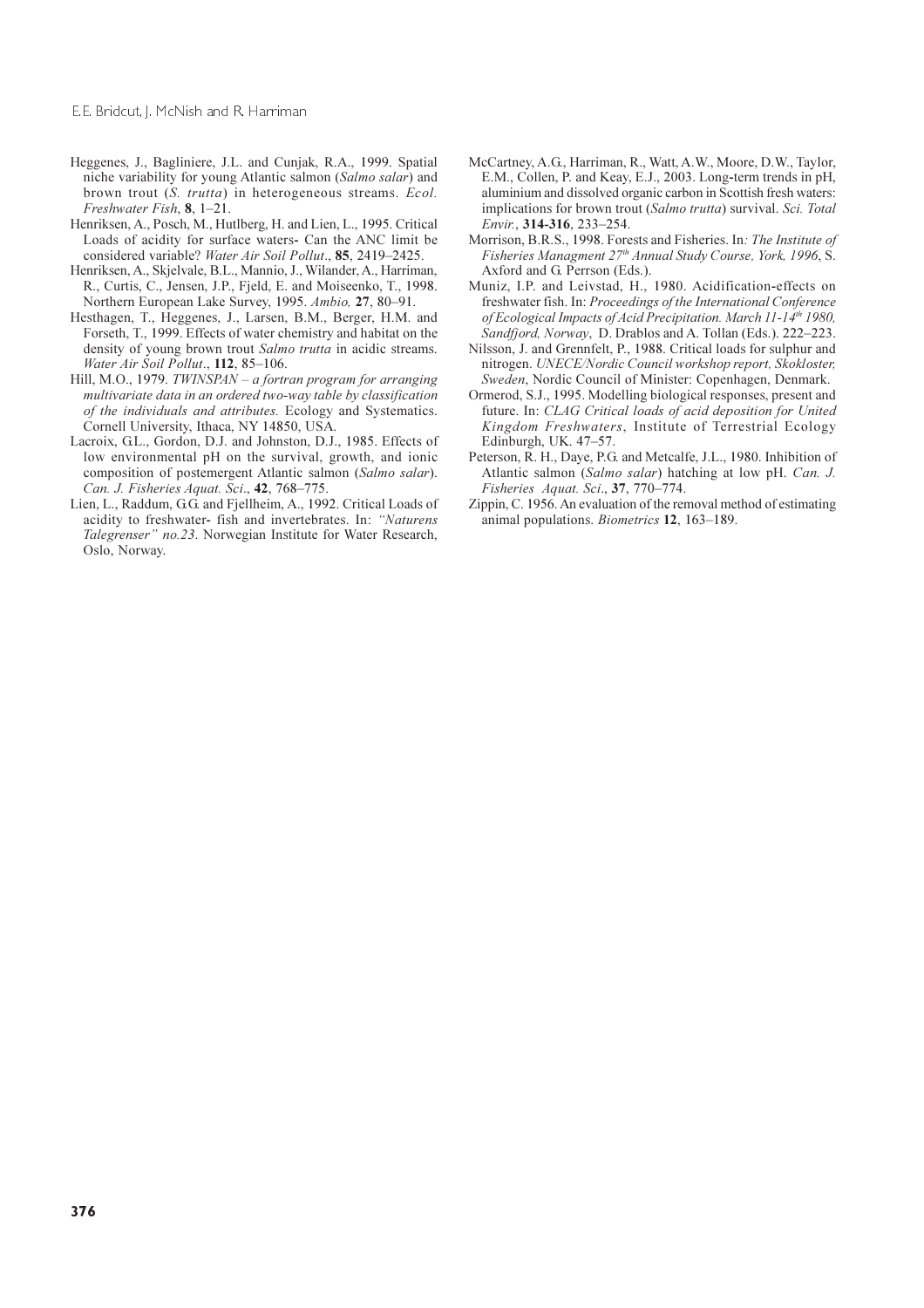Heggenes, J., Bagliniere, J.L. and Cunjak, R.A., 1999. Spatial niche variability for young Atlantic salmon (*Salmo salar*) and brown trout (*S. trutta*) in heterogeneous streams. *Ecol. Freshwater Fish*, **8**, 1–21.

Henriksen, A., Posch, M., Hutlberg, H. and Lien, L., 1995. Critical Loads of acidity for surface waters- Can the ANC limit be considered variable? *Water Air Soil Pollut*., **85**, 2419–2425.

Henriksen, A., Skjelvale, B.L., Mannio, J., Wilander, A., Harriman, R., Curtis, C., Jensen, J.P., Fjeld, E. and Moiseenko, T., 1998. Northern European Lake Survey, 1995. *Ambio,* **27**, 80–91.

Hesthagen, T., Heggenes, J., Larsen, B.M., Berger, H.M. and Forseth, T., 1999. Effects of water chemistry and habitat on the density of young brown trout *Salmo trutta* in acidic streams. *Water Air Soil Pollut*., **112**, 85–106.

Hill, M.O., 1979. *TWINSPAN – a fortran program for arranging multivariate data in an ordered two-way table by classification of the individuals and attributes.* Ecology and Systematics. Cornell University, Ithaca, NY 14850, USA.

Lacroix, G.L., Gordon, D.J. and Johnston, D.J., 1985. Effects of low environmental pH on the survival, growth, and ionic composition of postemergent Atlantic salmon (*Salmo salar*). *Can. J. Fisheries Aquat. Sci*., **42**, 768–775.

Lien, L., Raddum, G.G. and Fjellheim, A., 1992. Critical Loads of acidity to freshwater- fish and invertebrates. In: *"Naturens Talegrenser" no.23*. Norwegian Institute for Water Research, Oslo, Norway.

McCartney, A.G., Harriman, R., Watt, A.W., Moore, D.W., Taylor, E.M., Collen, P. and Keay, E.J., 2003. Long-term trends in pH, aluminium and dissolved organic carbon in Scottish fresh waters: implications for brown trout (*Salmo trutta*) survival. *Sci. Total Envir.*, **314-316**, 233–254.

Morrison, B.R.S., 1998. Forests and Fisheries. In*: The Institute of Fisheries Managment 27th Annual Study Course, York, 1996*, S. Axford and G. Perrson (Eds.).

Muniz, I.P. and Leivstad, H., 1980. Acidification-effects on freshwater fish. In: *Proceedings of the International Conference of Ecological Impacts of Acid Precipitation. March 11-14th 1980, Sandfjord, Norway*, D. Drablos and A. Tollan (Eds.). 222–223.

Nilsson, J. and Grennfelt, P., 1988. Critical loads for sulphur and nitrogen. *UNECE/Nordic Council workshop report, Skokloster, Sweden*, Nordic Council of Minister: Copenhagen, Denmark.

Ormerod, S.J., 1995. Modelling biological responses, present and future. In: *CLAG Critical loads of acid deposition for United Kingdom Freshwaters*, Institute of Terrestrial Ecology Edinburgh, UK. 47–57.

Peterson, R. H., Daye, P.G. and Metcalfe, J.L., 1980. Inhibition of Atlantic salmon (*Salmo salar*) hatching at low pH. *Can. J. Fisheries Aquat. Sci*., **37**, 770–774.

Zippin, C. 1956. An evaluation of the removal method of estimating animal populations. *Biometrics* **12**, 163–189.